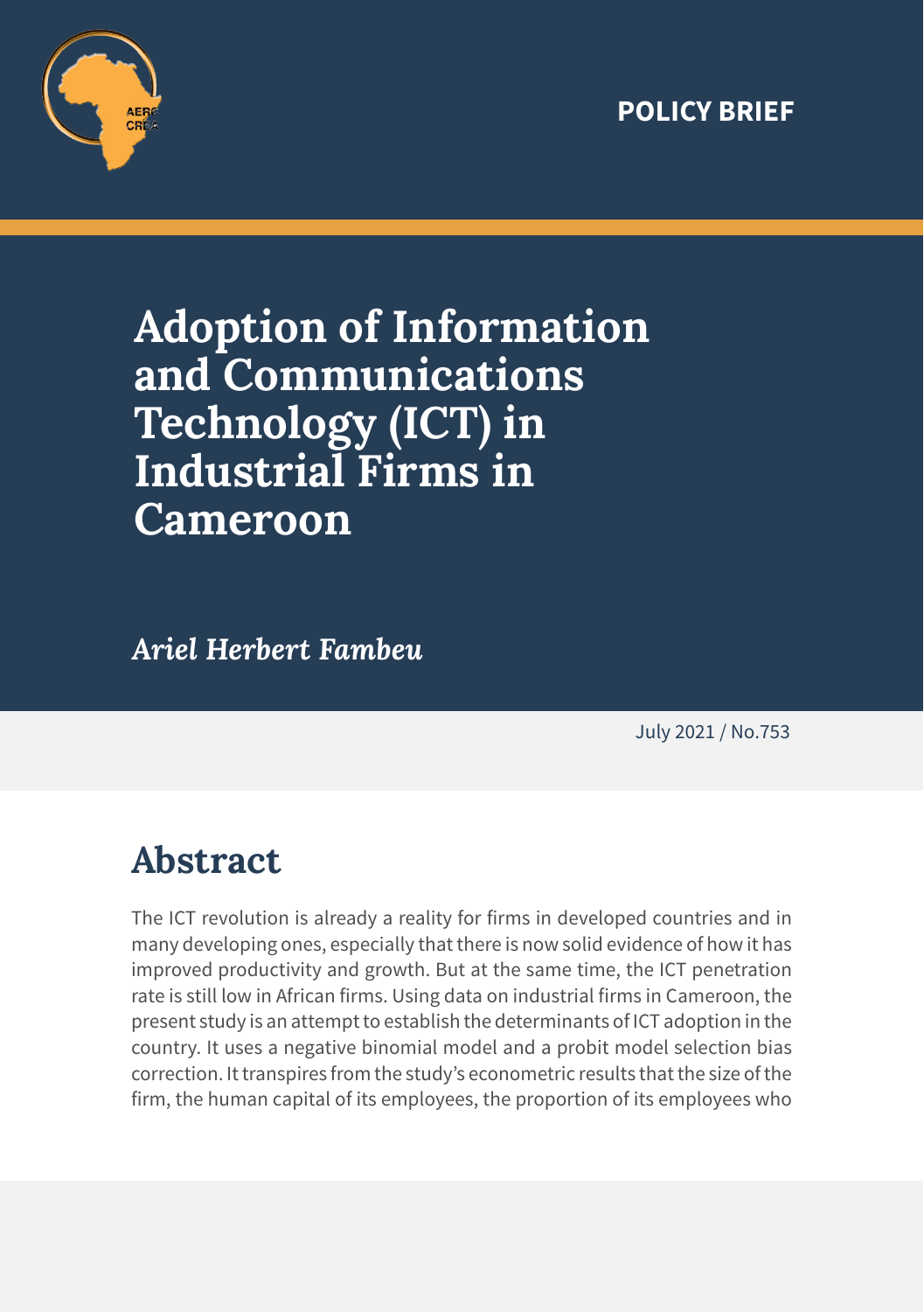POLICY BRIEF

# Adoption of Information and Communications Technology (ICT) in Industrial Firms in Cameroon

*Ariel Herbert Fambeu*

July 2021 / No.753

## Abstract

The ICT revolution is already a reality for firms in developed countries and in many developing ones, especially that there is now solid evidence of how it has improved productivity and growth. But at the same time, the ICT penetration rate is still low in African firms. Using data on industrial firms in Cameroon, the present study is an attempt to establish the determinants of ICT adoption in the country. It uses a negative binomial model and a probit model selection bias correction. It transpires from the study's econometric results that the size of the firm, the human capital of its employees, the proportion of its employees who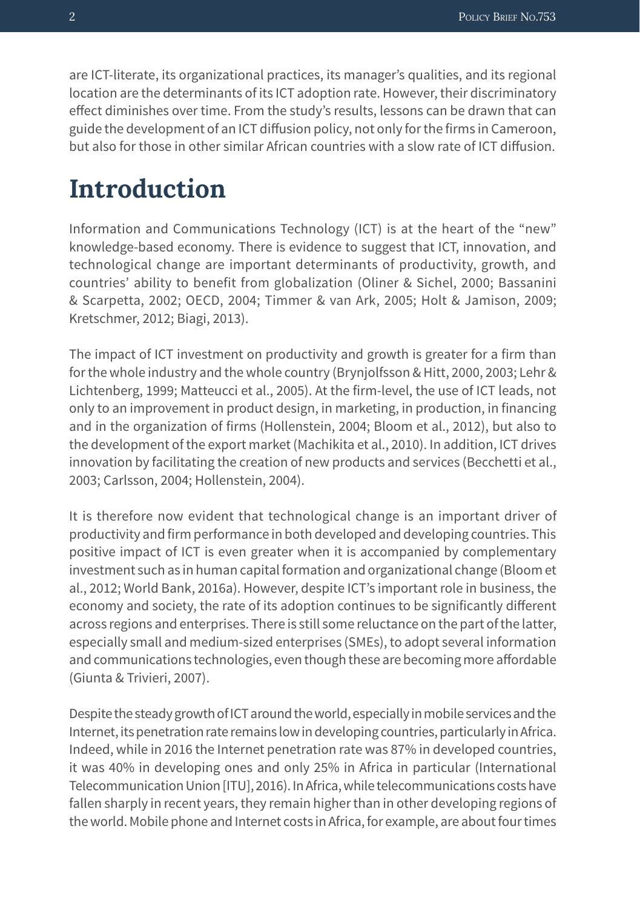are ICT-literate, its organizational practices, its manager's qualities, and its regional location are the determinants of its ICT adoption rate. However, their discriminatory effect diminishes over time. From the study's results, lessons can be drawn that can guide the development of an ICT diffusion policy, not only for the firms in Cameroon, but also for those in other similar African countries with a slow rate of ICT diffusion.

# Introduction

Information and Communications Technology (ICT) is at the heart of the "new" knowledge-based economy. There is evidence to suggest that ICT, innovation, and technological change are important determinants of productivity, growth, and countries' ability to benefit from globalization (Oliner & Sichel, 2000; Bassanini & Scarpetta, 2002; OECD, 2004; Timmer & van Ark, 2005; Holt & Jamison, 2009; Kretschmer, 2012; Biagi, 2013).

The impact of ICT investment on productivity and growth is greater for a firm than for the whole industry and the whole country (Brynjolfsson & Hitt, 2000, 2003; Lehr & Lichtenberg, 1999; Matteucci et al., 2005). At the firm-level, the use of ICT leads, not only to an improvement in product design, in marketing, in production, in financing and in the organization of firms (Hollenstein, 2004; Bloom et al., 2012), but also to the development of the export market (Machikita et al., 2010). In addition, ICT drives innovation by facilitating the creation of new products and services (Becchetti et al., 2003; Carlsson, 2004; Hollenstein, 2004).

It is therefore now evident that technological change is an important driver of productivity and firm performance in both developed and developing countries. This positive impact of ICT is even greater when it is accompanied by complementary investment such as in human capital formation and organizational change (Bloom et al., 2012; World Bank, 2016a). However, despite ICT's important role in business, the economy and society, the rate of its adoption continues to be significantly different across regions and enterprises. There is still some reluctance on the part of the latter, especially small and medium-sized enterprises (SMEs), to adopt several information and communications technologies, even though these are becoming more affordable (Giunta & Trivieri, 2007).

Despite the steady growth of ICT around the world, especially in mobile services and the Internet, its penetration rate remains low in developing countries, particularly in Africa. Indeed, while in 2016 the Internet penetration rate was 87% in developed countries, it was 40% in developing ones and only 25% in Africa in particular (International Telecommunication Union [ITU], 2016). In Africa, while telecommunications costs have fallen sharply in recent years, they remain higher than in other developing regions of the world. Mobile phone and Internet costs in Africa, for example, are about four times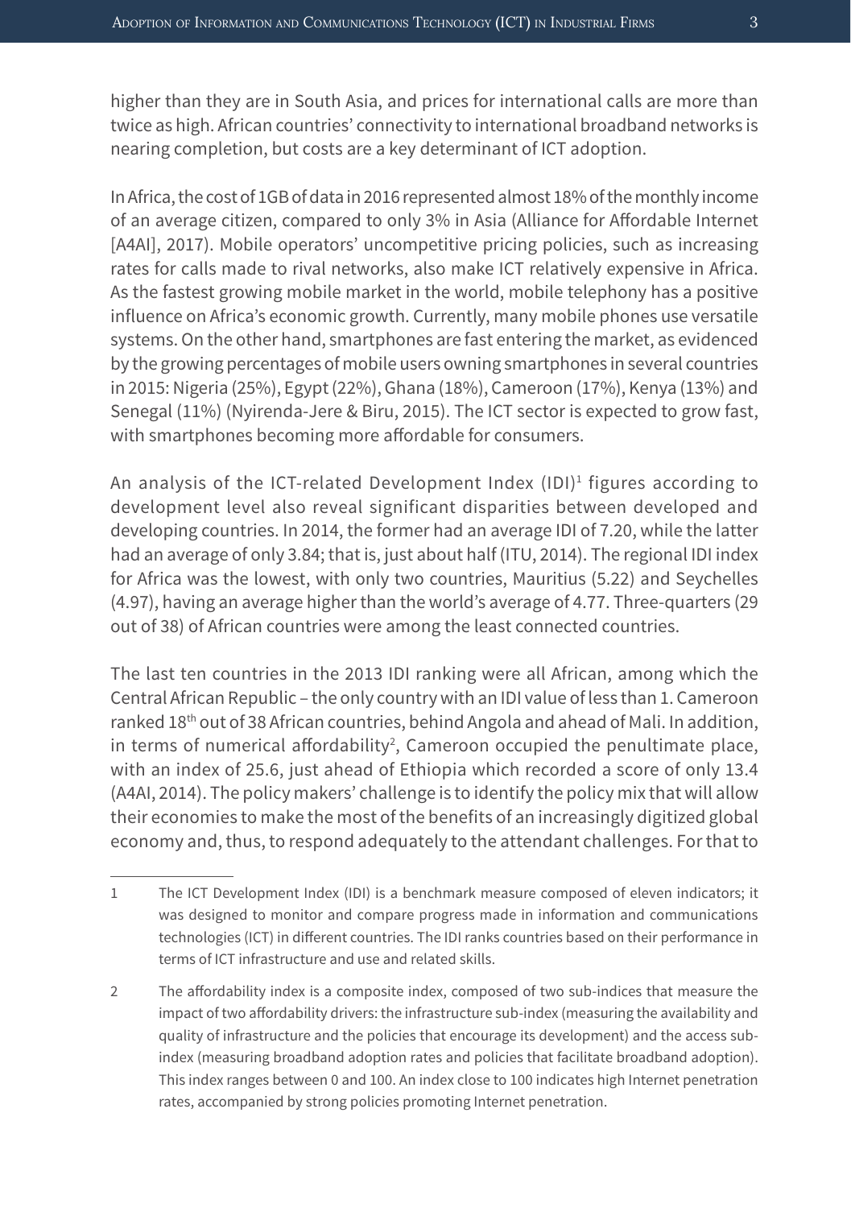higher than they are in South Asia, and prices for international calls are more than twice as high. African countries' connectivity to international broadband networks is nearing completion, but costs are a key determinant of ICT adoption.

In Africa, the cost of 1GB of data in 2016 represented almost 18% of the monthly income of an average citizen, compared to only 3% in Asia (Alliance for Affordable Internet [A4AI], 2017). Mobile operators' uncompetitive pricing policies, such as increasing rates for calls made to rival networks, also make ICT relatively expensive in Africa. As the fastest growing mobile market in the world, mobile telephony has a positive influence on Africa's economic growth. Currently, many mobile phones use versatile systems. On the other hand, smartphones are fast entering the market, as evidenced by the growing percentages of mobile users owning smartphones in several countries in 2015: Nigeria (25%), Egypt (22%), Ghana (18%), Cameroon (17%), Kenya (13%) and Senegal (11%) (Nyirenda-Jere & Biru, 2015). The ICT sector is expected to grow fast, with smartphones becoming more affordable for consumers.

An analysis of the ICT-related Development Index (IDI)[1] figures according to development level also reveal significant disparities between developed and developing countries. In 2014, the former had an average IDI of 7.20, while the latter had an average of only 3.84; that is, just about half (ITU, 2014). The regional IDI index for Africa was the lowest, with only two countries, Mauritius (5.22) and Seychelles (4.97), having an average higher than the world's average of 4.77. Three-quarters (29 out of 38) of African countries were among the least connected countries.

The last ten countries in the 2013 IDI ranking were all African, among which the Central African Republic – the only country with an IDI value of less than 1. Cameroon ranked 18th out of 38 African countries, behind Angola and ahead of Mali. In addition, in terms of numerical affordability[2], Cameroon occupied the penultimate place, with an index of 25.6, just ahead of Ethiopia which recorded a score of only 13.4 (A4AI, 2014). The policy makers' challenge is to identify the policy mix that will allow their economies to make the most of the benefits of an increasingly digitized global economy and, thus, to respond adequately to the attendant challenges. For that to

---

1 The ICT Development Index (IDI) is a benchmark measure composed of eleven indicators; it was designed to monitor and compare progress made in information and communications technologies (ICT) in different countries. The IDI ranks countries based on their performance in terms of ICT infrastructure and use and related skills.

2 The affordability index is a composite index, composed of two sub-indices that measure the impact of two affordability drivers: the infrastructure sub-index (measuring the availability and quality of infrastructure and the policies that encourage its development) and the access sub-index (measuring broadband adoption rates and policies that facilitate broadband adoption). This index ranges between 0 and 100. An index close to 100 indicates high Internet penetration rates, accompanied by strong policies promoting Internet penetration.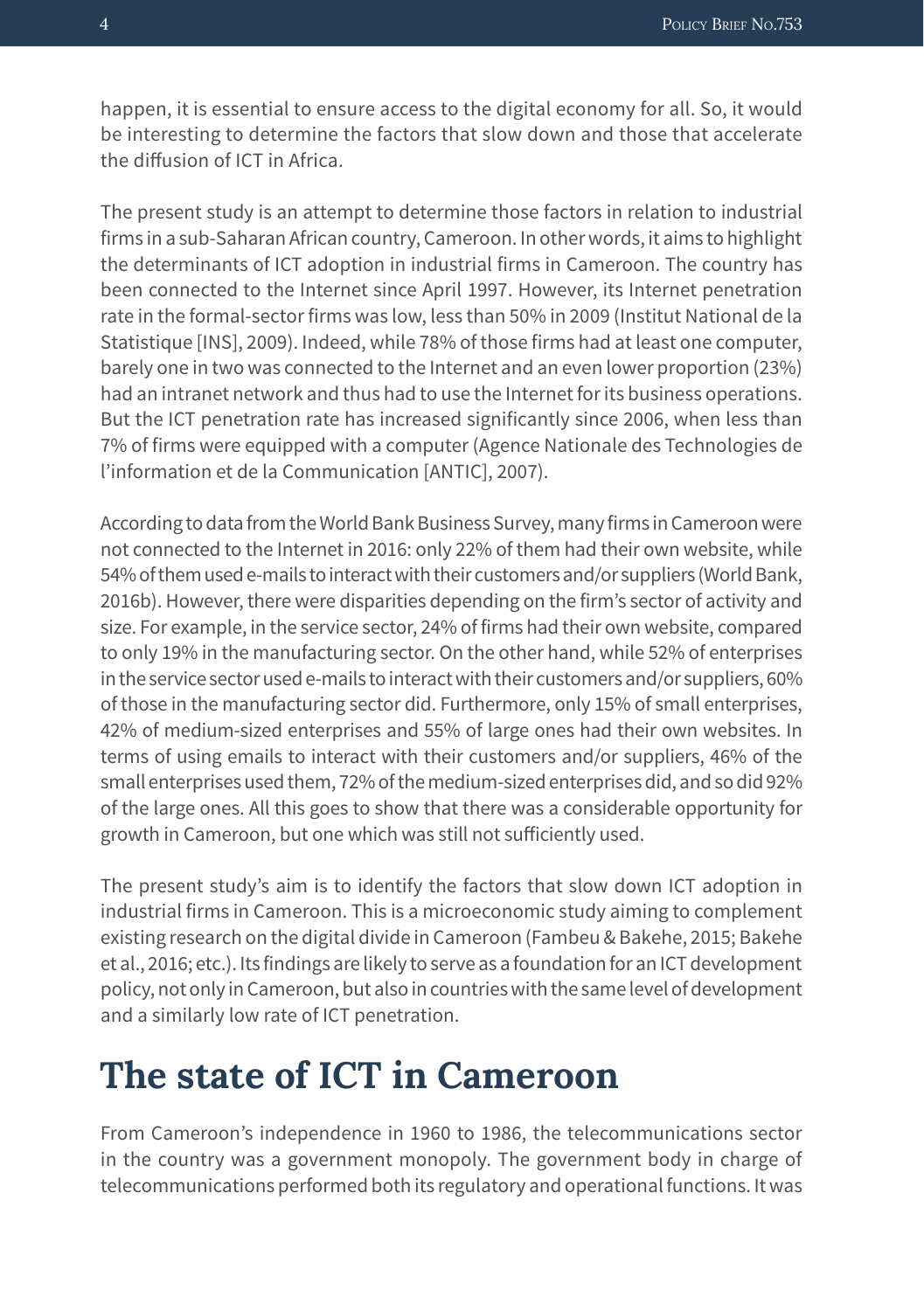happen, it is essential to ensure access to the digital economy for all. So, it would be interesting to determine the factors that slow down and those that accelerate the diffusion of ICT in Africa.

The present study is an attempt to determine those factors in relation to industrial firms in a sub-Saharan African country, Cameroon. In other words, it aims to highlight the determinants of ICT adoption in industrial firms in Cameroon. The country has been connected to the Internet since April 1997. However, its Internet penetration rate in the formal-sector firms was low, less than 50% in 2009 (Institut National de la Statistique [INS], 2009). Indeed, while 78% of those firms had at least one computer, barely one in two was connected to the Internet and an even lower proportion (23%) had an intranet network and thus had to use the Internet for its business operations. But the ICT penetration rate has increased significantly since 2006, when less than 7% of firms were equipped with a computer (Agence Nationale des Technologies de l'information et de la Communication [ANTIC], 2007).

According to data from the World Bank Business Survey, many firms in Cameroon were not connected to the Internet in 2016: only 22% of them had their own website, while 54% of them used e-mails to interact with their customers and/or suppliers (World Bank, 2016b). However, there were disparities depending on the firm's sector of activity and size. For example, in the service sector, 24% of firms had their own website, compared to only 19% in the manufacturing sector. On the other hand, while 52% of enterprises in the service sector used e-mails to interact with their customers and/or suppliers, 60% of those in the manufacturing sector did. Furthermore, only 15% of small enterprises, 42% of medium-sized enterprises and 55% of large ones had their own websites. In terms of using emails to interact with their customers and/or suppliers, 46% of the small enterprises used them, 72% of the medium-sized enterprises did, and so did 92% of the large ones. All this goes to show that there was a considerable opportunity for growth in Cameroon, but one which was still not sufficiently used.

The present study's aim is to identify the factors that slow down ICT adoption in industrial firms in Cameroon. This is a microeconomic study aiming to complement existing research on the digital divide in Cameroon (Fambeu & Bakehe, 2015; Bakehe et al., 2016; etc.). Its findings are likely to serve as a foundation for an ICT development policy, not only in Cameroon, but also in countries with the same level of development and a similarly low rate of ICT penetration.

# The state of ICT in Cameroon

From Cameroon's independence in 1960 to 1986, the telecommunications sector in the country was a government monopoly. The government body in charge of telecommunications performed both its regulatory and operational functions. It was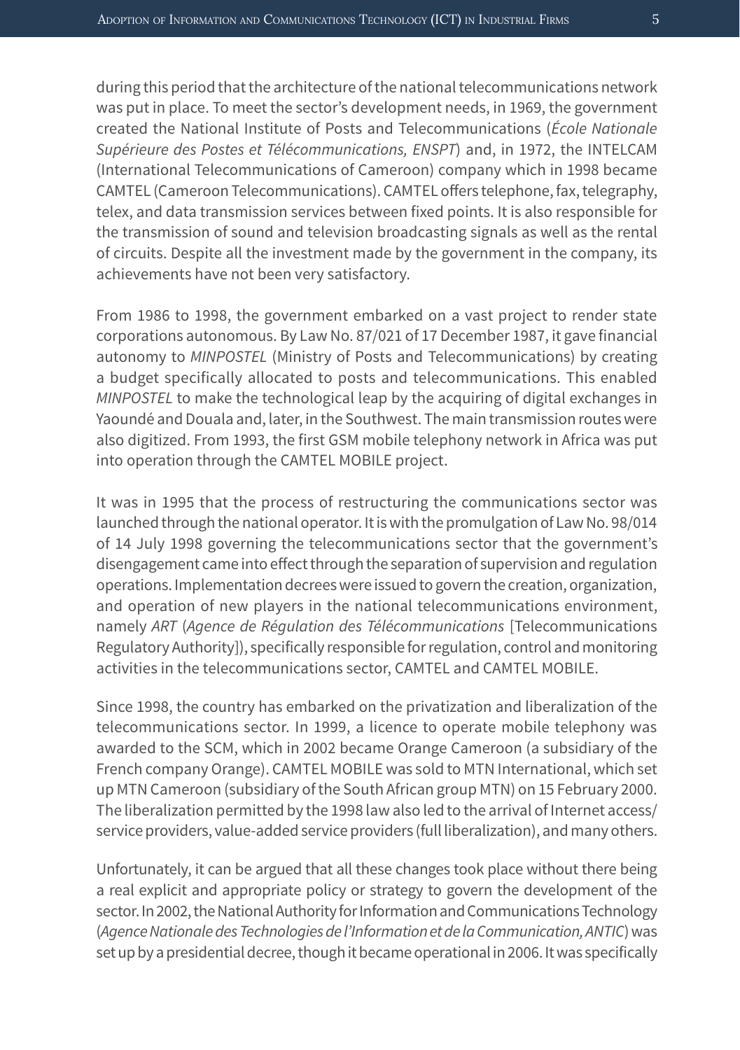during this period that the architecture of the national telecommunications network was put in place. To meet the sector's development needs, in 1969, the government created the National Institute of Posts and Telecommunications (*École Nationale Supérieure des Postes et Télécommunications, ENSPT*) and, in 1972, the INTELCAM (International Telecommunications of Cameroon) company which in 1998 became CAMTEL (Cameroon Telecommunications). CAMTEL offers telephone, fax, telegraphy, telex, and data transmission services between fixed points. It is also responsible for the transmission of sound and television broadcasting signals as well as the rental of circuits. Despite all the investment made by the government in the company, its achievements have not been very satisfactory.

From 1986 to 1998, the government embarked on a vast project to render state corporations autonomous. By Law No. 87/021 of 17 December 1987, it gave financial autonomy to *MINPOSTEL* (Ministry of Posts and Telecommunications) by creating a budget specifically allocated to posts and telecommunications. This enabled *MINPOSTEL* to make the technological leap by the acquiring of digital exchanges in Yaoundé and Douala and, later, in the Southwest. The main transmission routes were also digitized. From 1993, the first GSM mobile telephony network in Africa was put into operation through the CAMTEL MOBILE project.

It was in 1995 that the process of restructuring the communications sector was launched through the national operator. It is with the promulgation of Law No. 98/014 of 14 July 1998 governing the telecommunications sector that the government's disengagement came into effect through the separation of supervision and regulation operations. Implementation decrees were issued to govern the creation, organization, and operation of new players in the national telecommunications environment, namely *ART* (*Agence de Régulation des Télécommunications* [Telecommunications Regulatory Authority]), specifically responsible for regulation, control and monitoring activities in the telecommunications sector, CAMTEL and CAMTEL MOBILE.

Since 1998, the country has embarked on the privatization and liberalization of the telecommunications sector. In 1999, a licence to operate mobile telephony was awarded to the SCM, which in 2002 became Orange Cameroon (a subsidiary of the French company Orange). CAMTEL MOBILE was sold to MTN International, which set up MTN Cameroon (subsidiary of the South African group MTN) on 15 February 2000. The liberalization permitted by the 1998 law also led to the arrival of Internet access/service providers, value-added service providers (full liberalization), and many others.

Unfortunately, it can be argued that all these changes took place without there being a real explicit and appropriate policy or strategy to govern the development of the sector. In 2002, the National Authority for Information and Communications Technology (*Agence Nationale des Technologies de l'Information et de la Communication, ANTIC*) was set up by a presidential decree, though it became operational in 2006. It was specifically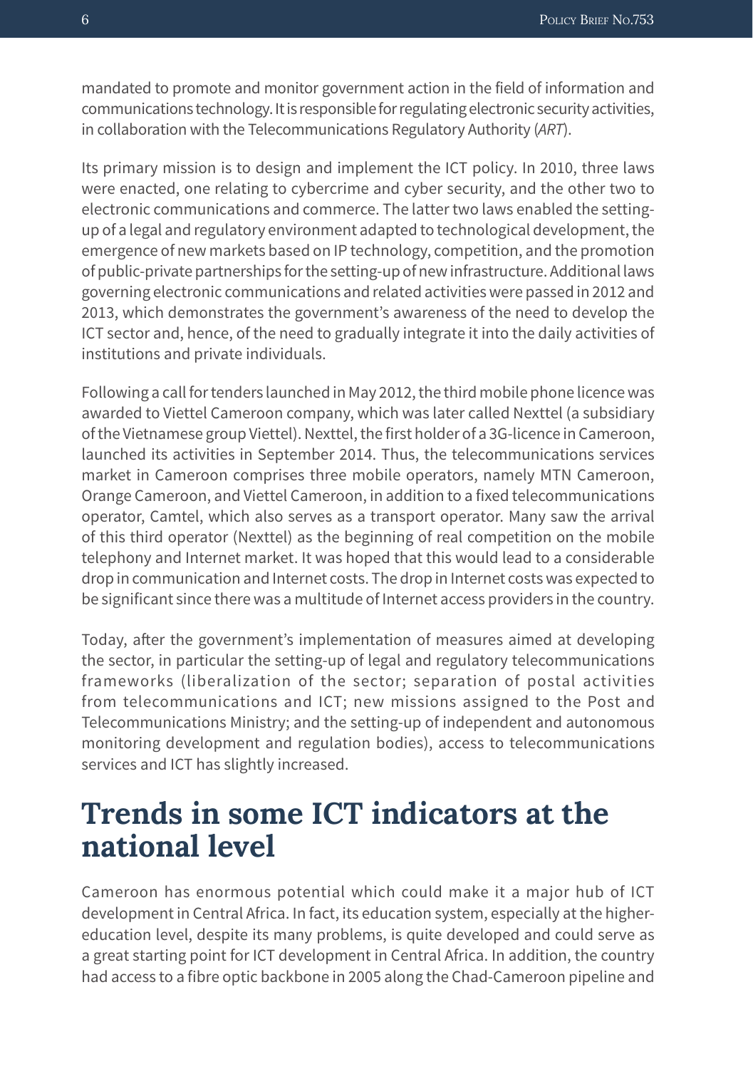mandated to promote and monitor government action in the field of information and communications technology. It is responsible for regulating electronic security activities, in collaboration with the Telecommunications Regulatory Authority (*ART*).

Its primary mission is to design and implement the ICT policy. In 2010, three laws were enacted, one relating to cybercrime and cyber security, and the other two to electronic communications and commerce. The latter two laws enabled the setting-up of a legal and regulatory environment adapted to technological development, the emergence of new markets based on IP technology, competition, and the promotion of public-private partnerships for the setting-up of new infrastructure. Additional laws governing electronic communications and related activities were passed in 2012 and 2013, which demonstrates the government's awareness of the need to develop the ICT sector and, hence, of the need to gradually integrate it into the daily activities of institutions and private individuals.

Following a call for tenders launched in May 2012, the third mobile phone licence was awarded to Viettel Cameroon company, which was later called Nexttel (a subsidiary of the Vietnamese group Viettel). Nexttel, the first holder of a 3G-licence in Cameroon, launched its activities in September 2014. Thus, the telecommunications services market in Cameroon comprises three mobile operators, namely MTN Cameroon, Orange Cameroon, and Viettel Cameroon, in addition to a fixed telecommunications operator, Camtel, which also serves as a transport operator. Many saw the arrival of this third operator (Nexttel) as the beginning of real competition on the mobile telephony and Internet market. It was hoped that this would lead to a considerable drop in communication and Internet costs. The drop in Internet costs was expected to be significant since there was a multitude of Internet access providers in the country.

Today, after the government's implementation of measures aimed at developing the sector, in particular the setting-up of legal and regulatory telecommunications frameworks (liberalization of the sector; separation of postal activities from telecommunications and ICT; new missions assigned to the Post and Telecommunications Ministry; and the setting-up of independent and autonomous monitoring development and regulation bodies), access to telecommunications services and ICT has slightly increased.

## Trends in some ICT indicators at the national level

Cameroon has enormous potential which could make it a major hub of ICT development in Central Africa. In fact, its education system, especially at the higher-education level, despite its many problems, is quite developed and could serve as a great starting point for ICT development in Central Africa. In addition, the country had access to a fibre optic backbone in 2005 along the Chad-Cameroon pipeline and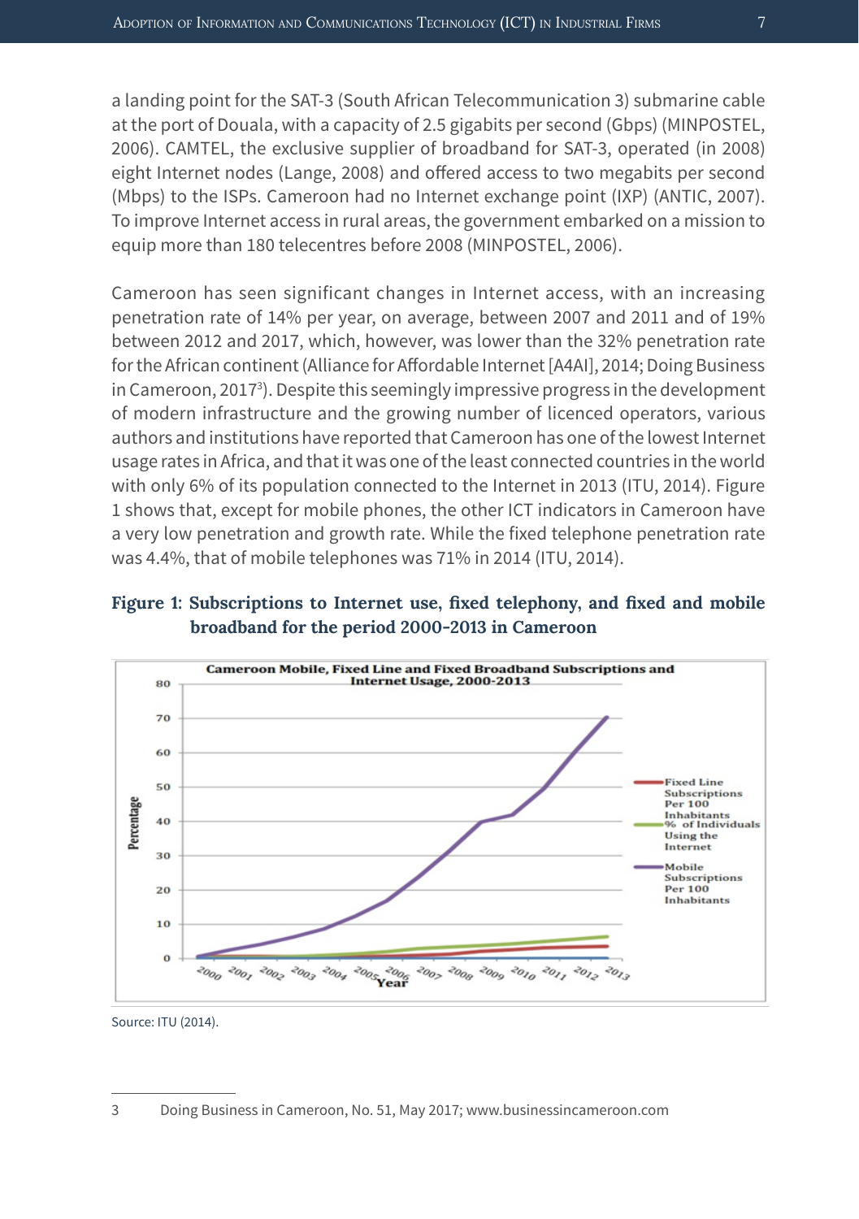a landing point for the SAT-3 (South African Telecommunication 3) submarine cable at the port of Douala, with a capacity of 2.5 gigabits per second (Gbps) (MINPOSTEL, 2006). CAMTEL, the exclusive supplier of broadband for SAT-3, operated (in 2008) eight Internet nodes (Lange, 2008) and offered access to two megabits per second (Mbps) to the ISPs. Cameroon had no Internet exchange point (IXP) (ANTIC, 2007). To improve Internet access in rural areas, the government embarked on a mission to equip more than 180 telecentres before 2008 (MINPOSTEL, 2006).

Cameroon has seen significant changes in Internet access, with an increasing penetration rate of 14% per year, on average, between 2007 and 2011 and of 19% between 2012 and 2017, which, however, was lower than the 32% penetration rate for the African continent (Alliance for Affordable Internet [A4AI], 2014; Doing Business in Cameroon, 2017[3]). Despite this seemingly impressive progress in the development of modern infrastructure and the growing number of licenced operators, various authors and institutions have reported that Cameroon has one of the lowest Internet usage rates in Africa, and that it was one of the least connected countries in the world with only 6% of its population connected to the Internet in 2013 (ITU, 2014). Figure 1 shows that, except for mobile phones, the other ICT indicators in Cameroon have a very low penetration and growth rate. While the fixed telephone penetration rate was 4.4%, that of mobile telephones was 71% in 2014 (ITU, 2014).

**Figure 1: Subscriptions to Internet use, fixed telephony, and fixed and mobile broadband for the period 2000-2013 in Cameroon**

Source: ITU (2014).

---

3 Doing Business in Cameroon, No. 51, May 2017; www.businessincameroon.com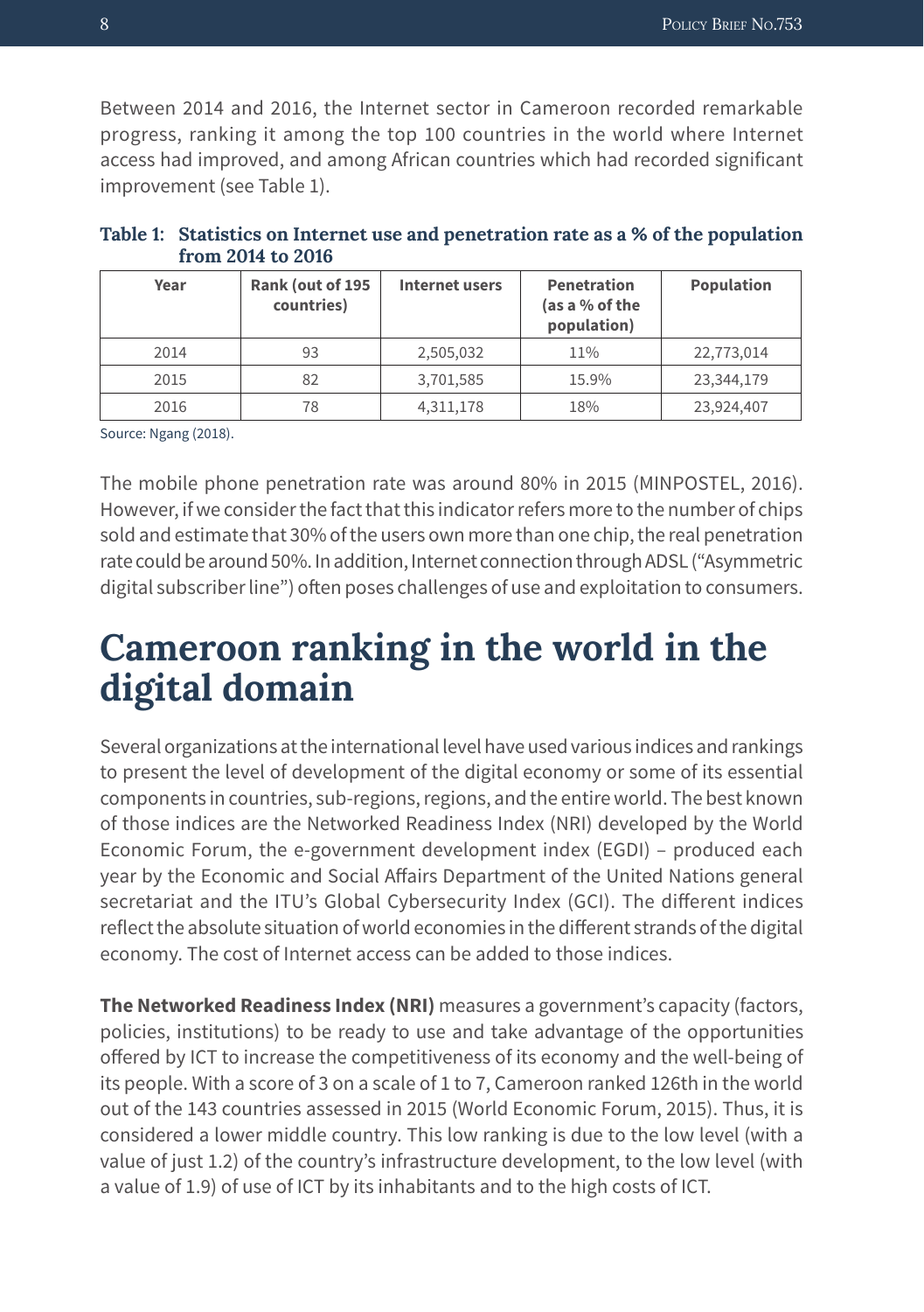Between 2014 and 2016, the Internet sector in Cameroon recorded remarkable progress, ranking it among the top 100 countries in the world where Internet access had improved, and among African countries which had recorded significant improvement (see Table 1).

**Table 1: Statistics on Internet use and penetration rate as a % of the population from 2014 to 2016**

| Year | Rank (out of 195 countries) | Internet users | Penetration (as a % of the population) | Population |
|---|---|---|---|---|
| 2014 | 93 | 2,505,032 | 11% | 22,773,014 |
| 2015 | 82 | 3,701,585 | 15.9% | 23,344,179 |
| 2016 | 78 | 4,311,178 | 18% | 23,924,407 |

Source: Ngang (2018).

The mobile phone penetration rate was around 80% in 2015 (MINPOSTEL, 2016). However, if we consider the fact that this indicator refers more to the number of chips sold and estimate that 30% of the users own more than one chip, the real penetration rate could be around 50%. In addition, Internet connection through ADSL ("Asymmetric digital subscriber line") often poses challenges of use and exploitation to consumers.

# Cameroon ranking in the world in the digital domain

Several organizations at the international level have used various indices and rankings to present the level of development of the digital economy or some of its essential components in countries, sub-regions, regions, and the entire world. The best known of those indices are the Networked Readiness Index (NRI) developed by the World Economic Forum, the e-government development index (EGDI) – produced each year by the Economic and Social Affairs Department of the United Nations general secretariat and the ITU's Global Cybersecurity Index (GCI). The different indices reflect the absolute situation of world economies in the different strands of the digital economy. The cost of Internet access can be added to those indices.

**The Networked Readiness Index (NRI)** measures a government's capacity (factors, policies, institutions) to be ready to use and take advantage of the opportunities offered by ICT to increase the competitiveness of its economy and the well-being of its people. With a score of 3 on a scale of 1 to 7, Cameroon ranked 126th in the world out of the 143 countries assessed in 2015 (World Economic Forum, 2015). Thus, it is considered a lower middle country. This low ranking is due to the low level (with a value of just 1.2) of the country's infrastructure development, to the low level (with a value of 1.9) of use of ICT by its inhabitants and to the high costs of ICT.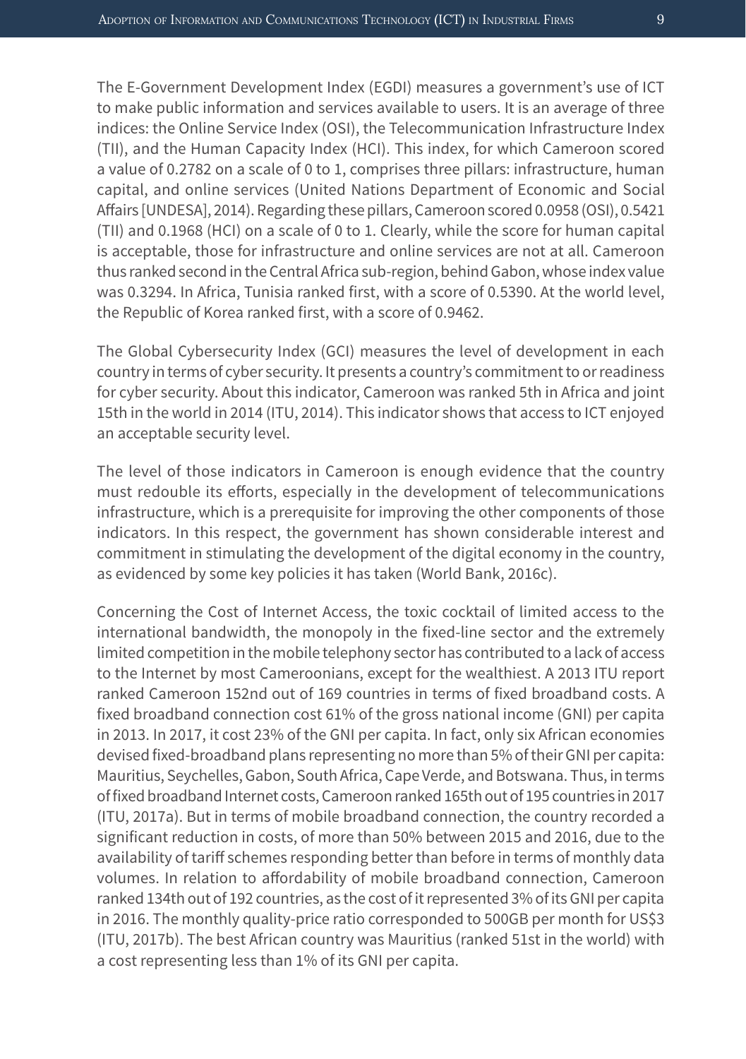The E-Government Development Index (EGDI) measures a government's use of ICT to make public information and services available to users. It is an average of three indices: the Online Service Index (OSI), the Telecommunication Infrastructure Index (TII), and the Human Capacity Index (HCI). This index, for which Cameroon scored a value of 0.2782 on a scale of 0 to 1, comprises three pillars: infrastructure, human capital, and online services (United Nations Department of Economic and Social Affairs [UNDESA], 2014). Regarding these pillars, Cameroon scored 0.0958 (OSI), 0.5421 (TII) and 0.1968 (HCI) on a scale of 0 to 1. Clearly, while the score for human capital is acceptable, those for infrastructure and online services are not at all. Cameroon thus ranked second in the Central Africa sub-region, behind Gabon, whose index value was 0.3294. In Africa, Tunisia ranked first, with a score of 0.5390. At the world level, the Republic of Korea ranked first, with a score of 0.9462.

The Global Cybersecurity Index (GCI) measures the level of development in each country in terms of cyber security. It presents a country's commitment to or readiness for cyber security. About this indicator, Cameroon was ranked 5th in Africa and joint 15th in the world in 2014 (ITU, 2014). This indicator shows that access to ICT enjoyed an acceptable security level.

The level of those indicators in Cameroon is enough evidence that the country must redouble its efforts, especially in the development of telecommunications infrastructure, which is a prerequisite for improving the other components of those indicators. In this respect, the government has shown considerable interest and commitment in stimulating the development of the digital economy in the country, as evidenced by some key policies it has taken (World Bank, 2016c).

Concerning the Cost of Internet Access, the toxic cocktail of limited access to the international bandwidth, the monopoly in the fixed-line sector and the extremely limited competition in the mobile telephony sector has contributed to a lack of access to the Internet by most Cameroonians, except for the wealthiest. A 2013 ITU report ranked Cameroon 152nd out of 169 countries in terms of fixed broadband costs. A fixed broadband connection cost 61% of the gross national income (GNI) per capita in 2013. In 2017, it cost 23% of the GNI per capita. In fact, only six African economies devised fixed-broadband plans representing no more than 5% of their GNI per capita: Mauritius, Seychelles, Gabon, South Africa, Cape Verde, and Botswana. Thus, in terms of fixed broadband Internet costs, Cameroon ranked 165th out of 195 countries in 2017 (ITU, 2017a). But in terms of mobile broadband connection, the country recorded a significant reduction in costs, of more than 50% between 2015 and 2016, due to the availability of tariff schemes responding better than before in terms of monthly data volumes. In relation to affordability of mobile broadband connection, Cameroon ranked 134th out of 192 countries, as the cost of it represented 3% of its GNI per capita in 2016. The monthly quality-price ratio corresponded to 500GB per month for US$3 (ITU, 2017b). The best African country was Mauritius (ranked 51st in the world) with a cost representing less than 1% of its GNI per capita.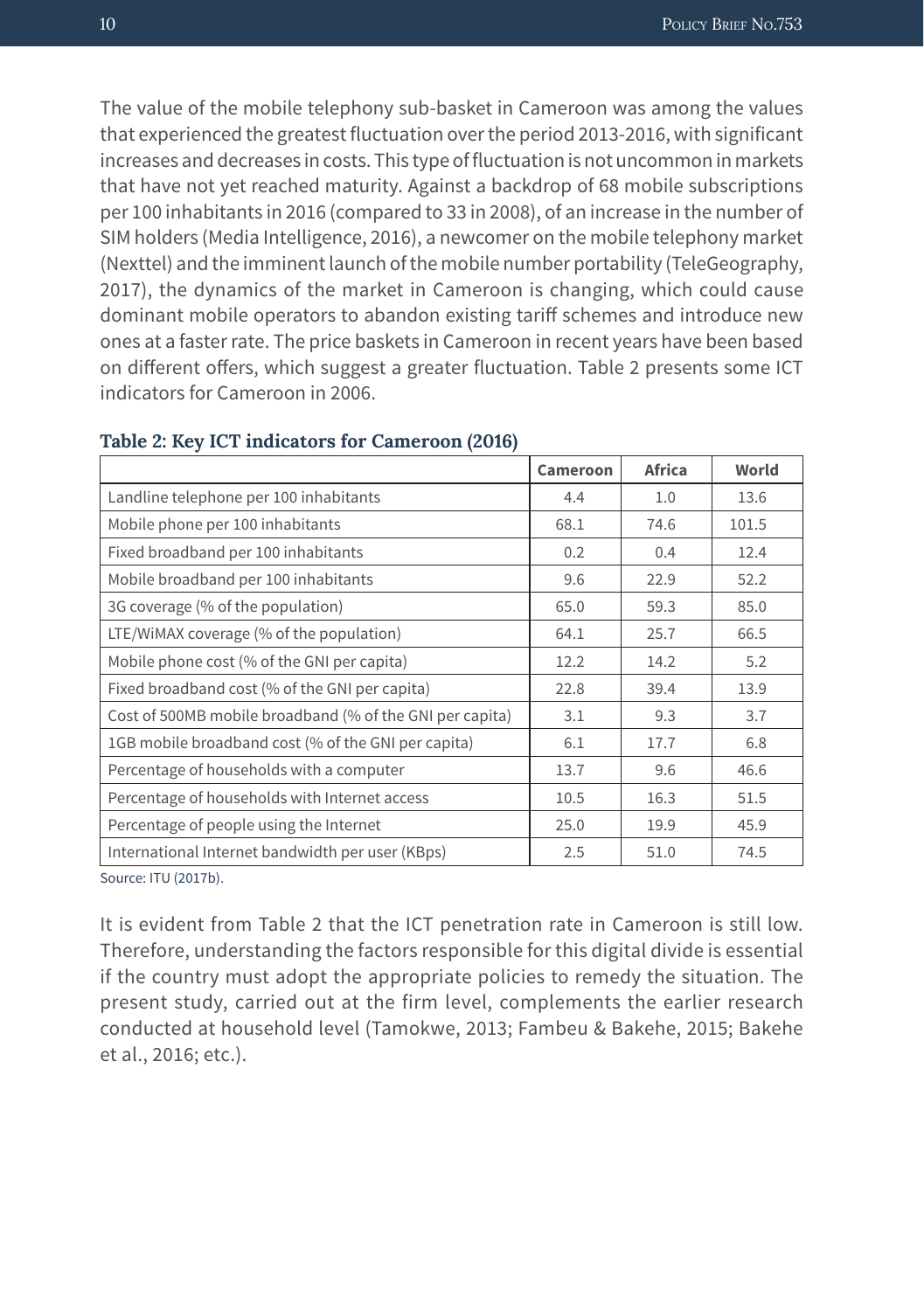The value of the mobile telephony sub-basket in Cameroon was among the values that experienced the greatest fluctuation over the period 2013-2016, with significant increases and decreases in costs. This type of fluctuation is not uncommon in markets that have not yet reached maturity. Against a backdrop of 68 mobile subscriptions per 100 inhabitants in 2016 (compared to 33 in 2008), of an increase in the number of SIM holders (Media Intelligence, 2016), a newcomer on the mobile telephony market (Nexttel) and the imminent launch of the mobile number portability (TeleGeography, 2017), the dynamics of the market in Cameroon is changing, which could cause dominant mobile operators to abandon existing tariff schemes and introduce new ones at a faster rate. The price baskets in Cameroon in recent years have been based on different offers, which suggest a greater fluctuation. Table 2 presents some ICT indicators for Cameroon in 2006.

**Table 2: Key ICT indicators for Cameroon (2016)**

| | Cameroon | Africa | World |
|---|---|---|---|
| Landline telephone per 100 inhabitants | 4.4 | 1.0 | 13.6 |
| Mobile phone per 100 inhabitants | 68.1 | 74.6 | 101.5 |
| Fixed broadband per 100 inhabitants | 0.2 | 0.4 | 12.4 |
| Mobile broadband per 100 inhabitants | 9.6 | 22.9 | 52.2 |
| 3G coverage (% of the population) | 65.0 | 59.3 | 85.0 |
| LTE/WiMAX coverage (% of the population) | 64.1 | 25.7 | 66.5 |
| Mobile phone cost (% of the GNI per capita) | 12.2 | 14.2 | 5.2 |
| Fixed broadband cost (% of the GNI per capita) | 22.8 | 39.4 | 13.9 |
| Cost of 500MB mobile broadband (% of the GNI per capita) | 3.1 | 9.3 | 3.7 |
| 1GB mobile broadband cost (% of the GNI per capita) | 6.1 | 17.7 | 6.8 |
| Percentage of households with a computer | 13.7 | 9.6 | 46.6 |
| Percentage of households with Internet access | 10.5 | 16.3 | 51.5 |
| Percentage of people using the Internet | 25.0 | 19.9 | 45.9 |
| International Internet bandwidth per user (KBps) | 2.5 | 51.0 | 74.5 |

Source: ITU (2017b).

It is evident from Table 2 that the ICT penetration rate in Cameroon is still low. Therefore, understanding the factors responsible for this digital divide is essential if the country must adopt the appropriate policies to remedy the situation. The present study, carried out at the firm level, complements the earlier research conducted at household level (Tamokwe, 2013; Fambeu & Bakehe, 2015; Bakehe et al., 2016; etc.).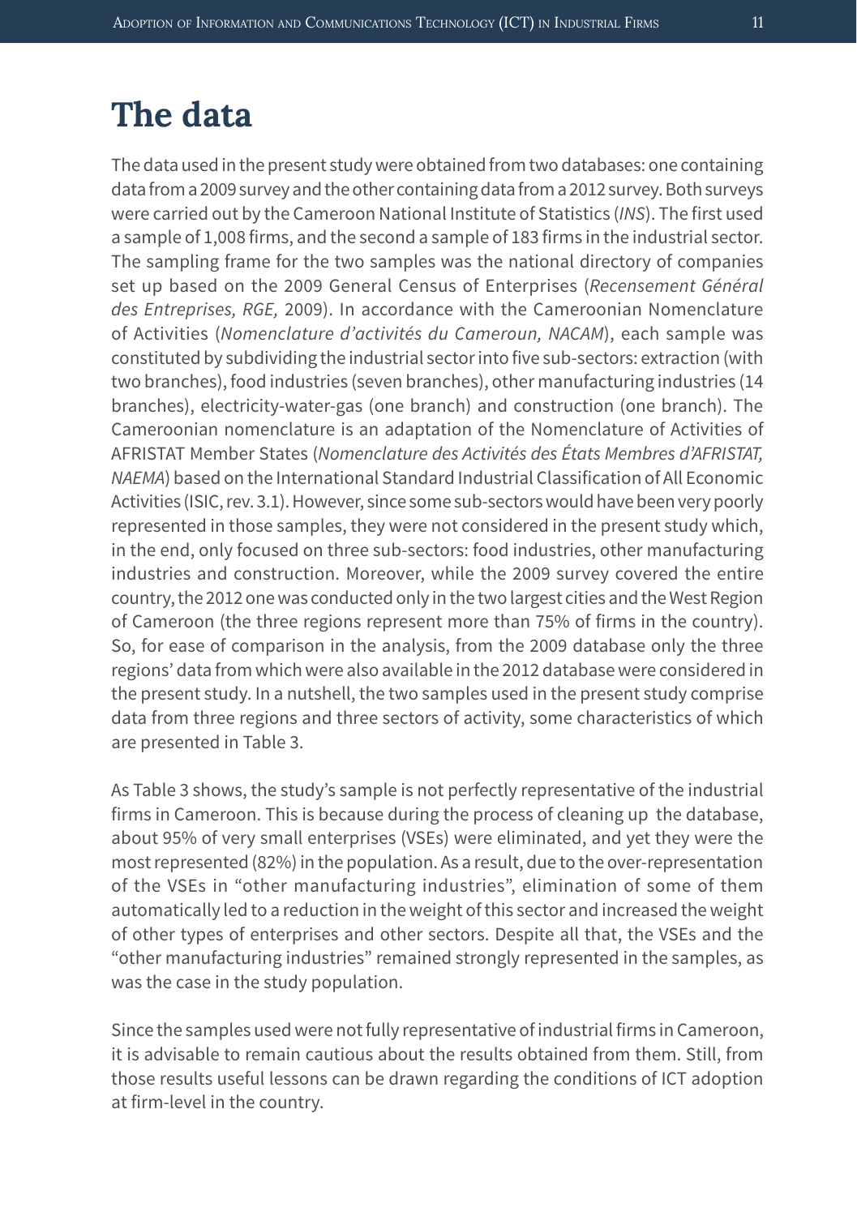# The data

The data used in the present study were obtained from two databases: one containing data from a 2009 survey and the other containing data from a 2012 survey. Both surveys were carried out by the Cameroon National Institute of Statistics (*INS*). The first used a sample of 1,008 firms, and the second a sample of 183 firms in the industrial sector. The sampling frame for the two samples was the national directory of companies set up based on the 2009 General Census of Enterprises (*Recensement Général des Entreprises, RGE,* 2009). In accordance with the Cameroonian Nomenclature of Activities (*Nomenclature d'activités du Cameroun, NACAM*), each sample was constituted by subdividing the industrial sector into five sub-sectors: extraction (with two branches), food industries (seven branches), other manufacturing industries (14 branches), electricity-water-gas (one branch) and construction (one branch). The Cameroonian nomenclature is an adaptation of the Nomenclature of Activities of AFRISTAT Member States (*Nomenclature des Activités des États Membres d'AFRISTAT, NAEMA*) based on the International Standard Industrial Classification of All Economic Activities (ISIC, rev. 3.1). However, since some sub-sectors would have been very poorly represented in those samples, they were not considered in the present study which, in the end, only focused on three sub-sectors: food industries, other manufacturing industries and construction. Moreover, while the 2009 survey covered the entire country, the 2012 one was conducted only in the two largest cities and the West Region of Cameroon (the three regions represent more than 75% of firms in the country). So, for ease of comparison in the analysis, from the 2009 database only the three regions' data from which were also available in the 2012 database were considered in the present study. In a nutshell, the two samples used in the present study comprise data from three regions and three sectors of activity, some characteristics of which are presented in Table 3.

As Table 3 shows, the study's sample is not perfectly representative of the industrial firms in Cameroon. This is because during the process of cleaning up the database, about 95% of very small enterprises (VSEs) were eliminated, and yet they were the most represented (82%) in the population. As a result, due to the over-representation of the VSEs in "other manufacturing industries", elimination of some of them automatically led to a reduction in the weight of this sector and increased the weight of other types of enterprises and other sectors. Despite all that, the VSEs and the "other manufacturing industries" remained strongly represented in the samples, as was the case in the study population.

Since the samples used were not fully representative of industrial firms in Cameroon, it is advisable to remain cautious about the results obtained from them. Still, from those results useful lessons can be drawn regarding the conditions of ICT adoption at firm-level in the country.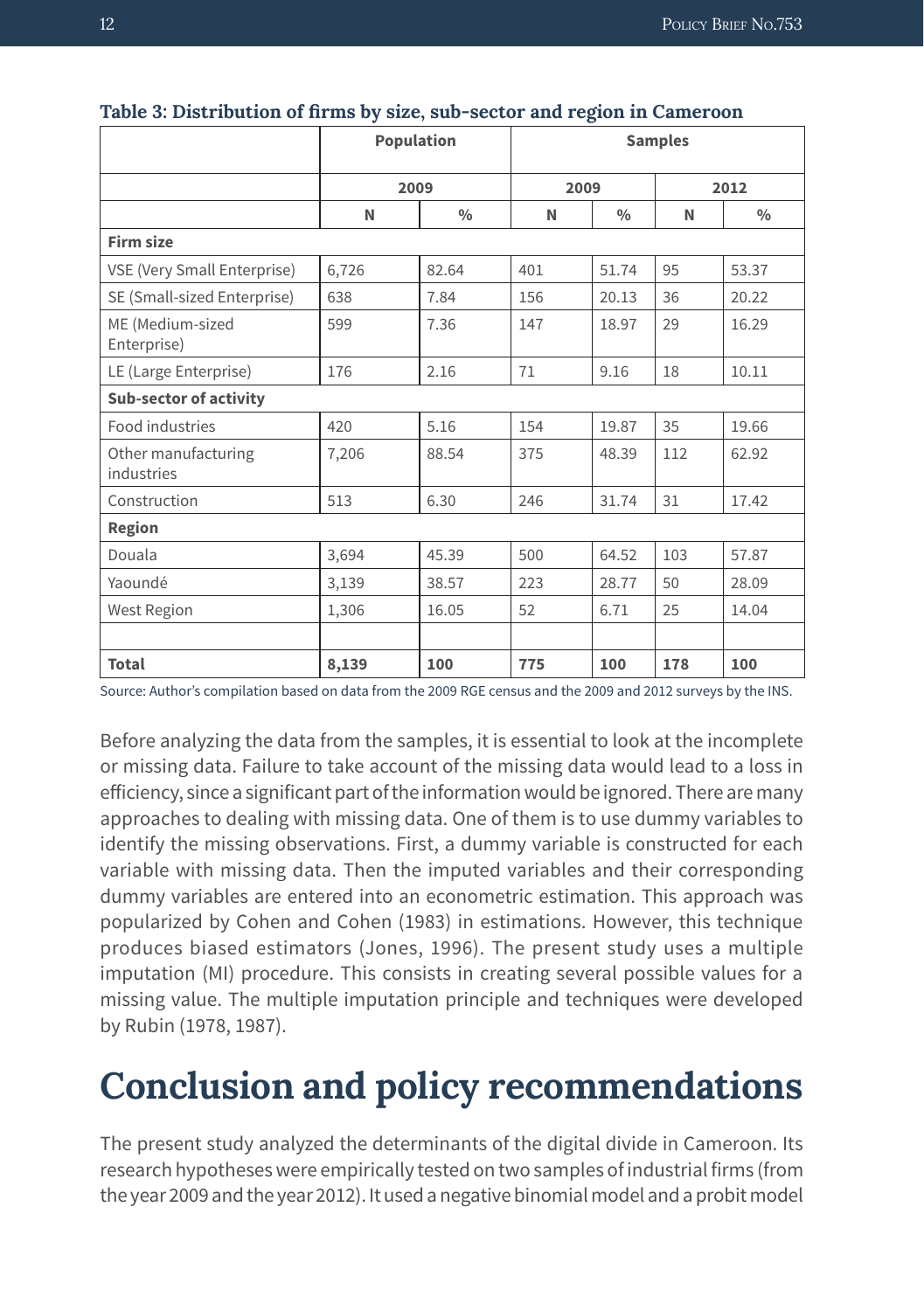**Table 3: Distribution of firms by size, sub-sector and region in Cameroon**

| | Population | | Samples | | | |
|---|---|---|---|---|---|---|
| | 2009 | | 2009 | | 2012 | |
| | N | % | N | % | N | % |
| **Firm size** | | | | | | |
| VSE (Very Small Enterprise) | 6,726 | 82.64 | 401 | 51.74 | 95 | 53.37 |
| SE (Small-sized Enterprise) | 638 | 7.84 | 156 | 20.13 | 36 | 20.22 |
| ME (Medium-sized Enterprise) | 599 | 7.36 | 147 | 18.97 | 29 | 16.29 |
| LE (Large Enterprise) | 176 | 2.16 | 71 | 9.16 | 18 | 10.11 |
| **Sub-sector of activity** | | | | | | |
| Food industries | 420 | 5.16 | 154 | 19.87 | 35 | 19.66 |
| Other manufacturing industries | 7,206 | 88.54 | 375 | 48.39 | 112 | 62.92 |
| Construction | 513 | 6.30 | 246 | 31.74 | 31 | 17.42 |
| **Region** | | | | | | |
| Douala | 3,694 | 45.39 | 500 | 64.52 | 103 | 57.87 |
| Yaoundé | 3,139 | 38.57 | 223 | 28.77 | 50 | 28.09 |
| West Region | 1,306 | 16.05 | 52 | 6.71 | 25 | 14.04 |
| | | | | | | |
| **Total** | **8,139** | **100** | **775** | **100** | **178** | **100** |

Source: Author's compilation based on data from the 2009 RGE census and the 2009 and 2012 surveys by the INS.

Before analyzing the data from the samples, it is essential to look at the incomplete or missing data. Failure to take account of the missing data would lead to a loss in efficiency, since a significant part of the information would be ignored. There are many approaches to dealing with missing data. One of them is to use dummy variables to identify the missing observations. First, a dummy variable is constructed for each variable with missing data. Then the imputed variables and their corresponding dummy variables are entered into an econometric estimation. This approach was popularized by Cohen and Cohen (1983) in estimations. However, this technique produces biased estimators (Jones, 1996). The present study uses a multiple imputation (MI) procedure. This consists in creating several possible values for a missing value. The multiple imputation principle and techniques were developed by Rubin (1978, 1987).

# Conclusion and policy recommendations

The present study analyzed the determinants of the digital divide in Cameroon. Its research hypotheses were empirically tested on two samples of industrial firms (from the year 2009 and the year 2012). It used a negative binomial model and a probit model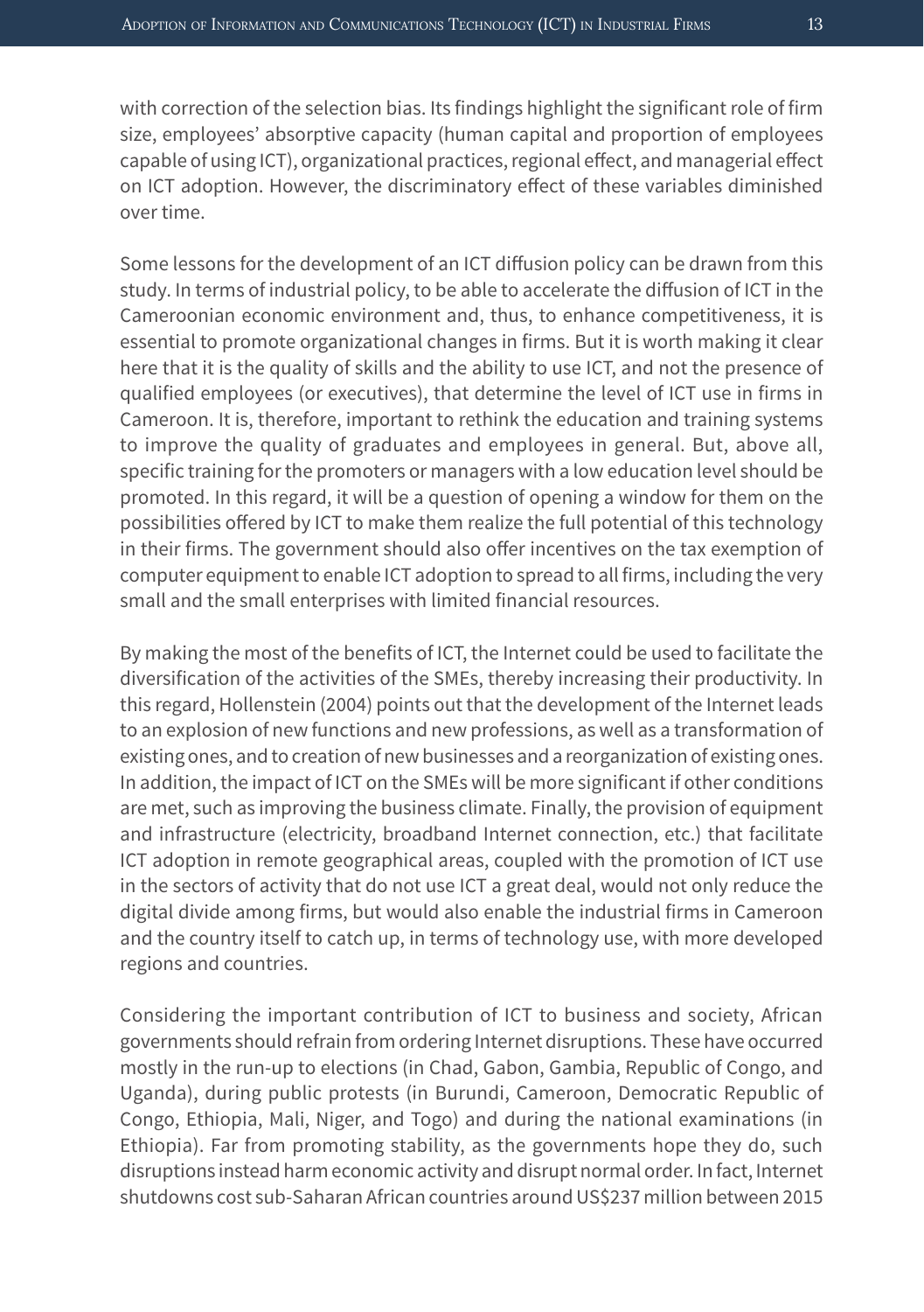with correction of the selection bias. Its findings highlight the significant role of firm size, employees' absorptive capacity (human capital and proportion of employees capable of using ICT), organizational practices, regional effect, and managerial effect on ICT adoption. However, the discriminatory effect of these variables diminished over time.

Some lessons for the development of an ICT diffusion policy can be drawn from this study. In terms of industrial policy, to be able to accelerate the diffusion of ICT in the Cameroonian economic environment and, thus, to enhance competitiveness, it is essential to promote organizational changes in firms. But it is worth making it clear here that it is the quality of skills and the ability to use ICT, and not the presence of qualified employees (or executives), that determine the level of ICT use in firms in Cameroon. It is, therefore, important to rethink the education and training systems to improve the quality of graduates and employees in general. But, above all, specific training for the promoters or managers with a low education level should be promoted. In this regard, it will be a question of opening a window for them on the possibilities offered by ICT to make them realize the full potential of this technology in their firms. The government should also offer incentives on the tax exemption of computer equipment to enable ICT adoption to spread to all firms, including the very small and the small enterprises with limited financial resources.

By making the most of the benefits of ICT, the Internet could be used to facilitate the diversification of the activities of the SMEs, thereby increasing their productivity. In this regard, Hollenstein (2004) points out that the development of the Internet leads to an explosion of new functions and new professions, as well as a transformation of existing ones, and to creation of new businesses and a reorganization of existing ones. In addition, the impact of ICT on the SMEs will be more significant if other conditions are met, such as improving the business climate. Finally, the provision of equipment and infrastructure (electricity, broadband Internet connection, etc.) that facilitate ICT adoption in remote geographical areas, coupled with the promotion of ICT use in the sectors of activity that do not use ICT a great deal, would not only reduce the digital divide among firms, but would also enable the industrial firms in Cameroon and the country itself to catch up, in terms of technology use, with more developed regions and countries.

Considering the important contribution of ICT to business and society, African governments should refrain from ordering Internet disruptions. These have occurred mostly in the run-up to elections (in Chad, Gabon, Gambia, Republic of Congo, and Uganda), during public protests (in Burundi, Cameroon, Democratic Republic of Congo, Ethiopia, Mali, Niger, and Togo) and during the national examinations (in Ethiopia). Far from promoting stability, as the governments hope they do, such disruptions instead harm economic activity and disrupt normal order. In fact, Internet shutdowns cost sub-Saharan African countries around US$237 million between 2015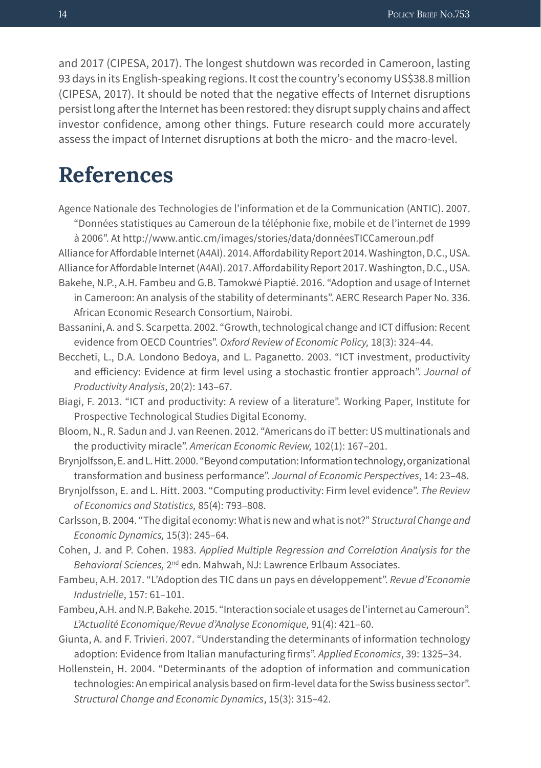and 2017 (CIPESA, 2017). The longest shutdown was recorded in Cameroon, lasting 93 days in its English-speaking regions. It cost the country's economy US$38.8 million (CIPESA, 2017). It should be noted that the negative effects of Internet disruptions persist long after the Internet has been restored: they disrupt supply chains and affect investor confidence, among other things. Future research could more accurately assess the impact of Internet disruptions at both the micro- and the macro-level.

# References

Agence Nationale des Technologies de l'information et de la Communication (ANTIC). 2007. "Données statistiques au Cameroun de la téléphonie fixe, mobile et de l'internet de 1999 à 2006". At http://www.antic.cm/images/stories/data/donnéesTICCameroun.pdf

Alliance for Affordable Internet (A4AI). 2014. Affordability Report 2014. Washington, D.C., USA.

Alliance for Affordable Internet (A4AI). 2017. Affordability Report 2017. Washington, D.C., USA.

Bakehe, N.P., A.H. Fambeu and G.B. Tamokwé Piaptié. 2016. "Adoption and usage of Internet in Cameroon: An analysis of the stability of determinants". AERC Research Paper No. 336. African Economic Research Consortium, Nairobi.

Bassanini, A. and S. Scarpetta. 2002. "Growth, technological change and ICT diffusion: Recent evidence from OECD Countries". *Oxford Review of Economic Policy,* 18(3): 324–44.

Beccheti, L., D.A. Londono Bedoya, and L. Paganetto. 2003. "ICT investment, productivity and efficiency: Evidence at firm level using a stochastic frontier approach". *Journal of Productivity Analysis*, 20(2): 143–67.

Biagi, F. 2013. "ICT and productivity: A review of a literature". Working Paper, Institute for Prospective Technological Studies Digital Economy.

Bloom, N., R. Sadun and J. van Reenen. 2012. "Americans do iT better: US multinationals and the productivity miracle". *American Economic Review,* 102(1): 167–201.

Brynjolfsson, E. and L. Hitt. 2000. "Beyond computation: Information technology, organizational transformation and business performance". *Journal of Economic Perspectives*, 14: 23–48.

Brynjolfsson, E. and L. Hitt. 2003. "Computing productivity: Firm level evidence". *The Review of Economics and Statistics,* 85(4): 793–808.

Carlsson, B. 2004. "The digital economy: What is new and what is not?" *Structural Change and Economic Dynamics,* 15(3): 245–64.

Cohen, J. and P. Cohen. 1983. *Applied Multiple Regression and Correlation Analysis for the Behavioral Sciences,* 2nd edn. Mahwah, NJ: Lawrence Erlbaum Associates.

Fambeu, A.H. 2017. "L'Adoption des TIC dans un pays en développement". *Revue d'Economie Industrielle*, 157: 61–101.

Fambeu, A.H. and N.P. Bakehe. 2015. "Interaction sociale et usages de l'internet au Cameroun". *L'Actualité Economique/Revue d'Analyse Economique,* 91(4): 421–60.

Giunta, A. and F. Trivieri. 2007. "Understanding the determinants of information technology adoption: Evidence from Italian manufacturing firms". *Applied Economics*, 39: 1325–34.

Hollenstein, H. 2004. "Determinants of the adoption of information and communication technologies: An empirical analysis based on firm-level data for the Swiss business sector". *Structural Change and Economic Dynamics*, 15(3): 315–42.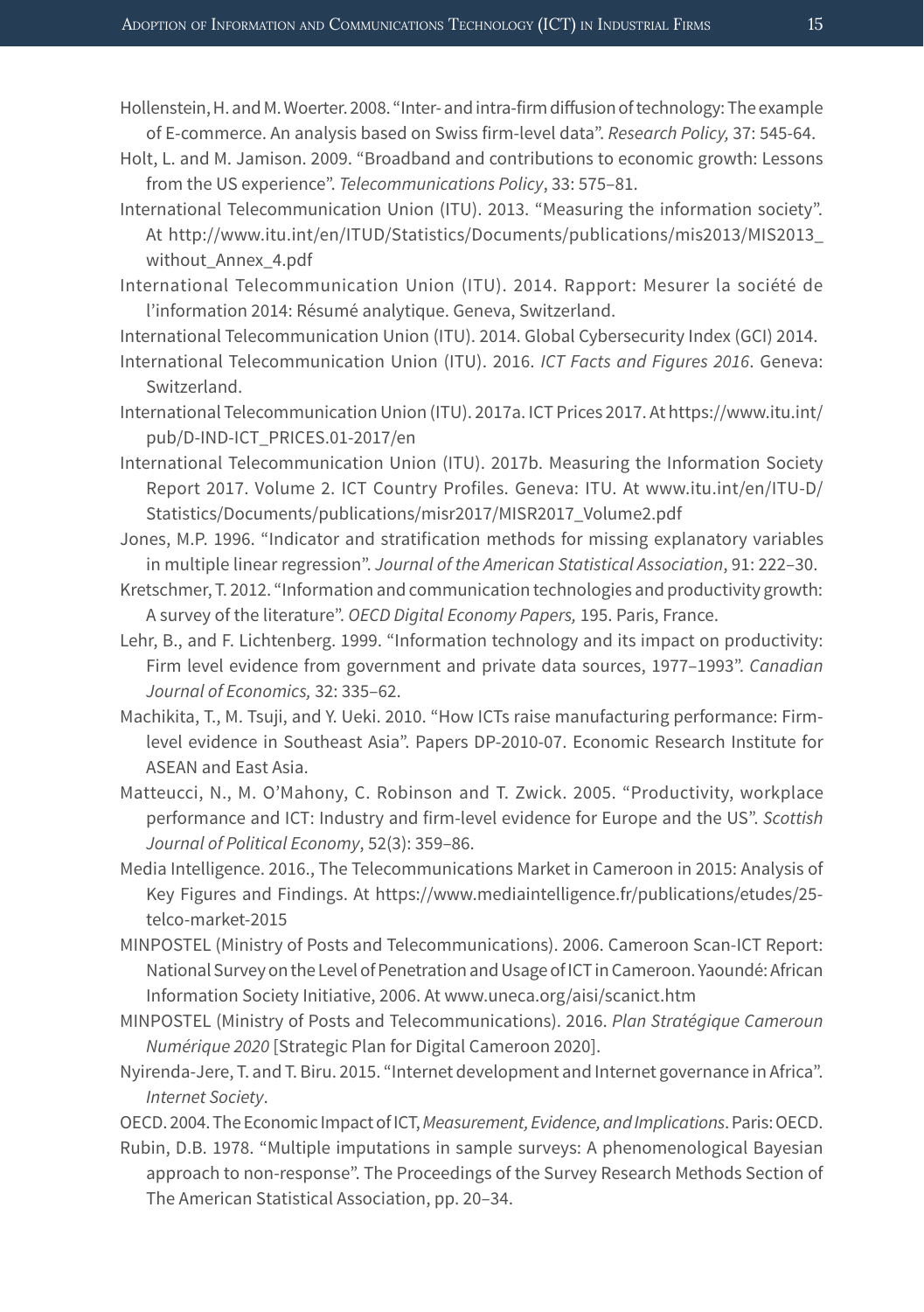Hollenstein, H. and M. Woerter. 2008. "Inter- and intra-firm diffusion of technology: The example of E-commerce. An analysis based on Swiss firm-level data". *Research Policy,* 37: 545-64.

Holt, L. and M. Jamison. 2009. "Broadband and contributions to economic growth: Lessons from the US experience". *Telecommunications Policy*, 33: 575–81.

International Telecommunication Union (ITU). 2013. "Measuring the information society". At http://www.itu.int/en/ITUD/Statistics/Documents/publications/mis2013/MIS2013_without_Annex_4.pdf

International Telecommunication Union (ITU). 2014. Rapport: Mesurer la société de l'information 2014: Résumé analytique. Geneva, Switzerland.

International Telecommunication Union (ITU). 2014. Global Cybersecurity Index (GCI) 2014.

International Telecommunication Union (ITU). 2016. *ICT Facts and Figures 2016*. Geneva: Switzerland.

International Telecommunication Union (ITU). 2017a. ICT Prices 2017. At https://www.itu.int/pub/D-IND-ICT_PRICES.01-2017/en

International Telecommunication Union (ITU). 2017b. Measuring the Information Society Report 2017. Volume 2. ICT Country Profiles. Geneva: ITU. At www.itu.int/en/ITU-D/Statistics/Documents/publications/misr2017/MISR2017_Volume2.pdf

Jones, M.P. 1996. "Indicator and stratification methods for missing explanatory variables in multiple linear regression". *Journal of the American Statistical Association*, 91: 222–30.

Kretschmer, T. 2012. "Information and communication technologies and productivity growth: A survey of the literature". *OECD Digital Economy Papers,* 195. Paris, France.

Lehr, B., and F. Lichtenberg. 1999. "Information technology and its impact on productivity: Firm level evidence from government and private data sources, 1977–1993". *Canadian Journal of Economics,* 32: 335–62.

Machikita, T., M. Tsuji, and Y. Ueki. 2010. "How ICTs raise manufacturing performance: Firm-level evidence in Southeast Asia". Papers DP-2010-07. Economic Research Institute for ASEAN and East Asia.

Matteucci, N., M. O'Mahony, C. Robinson and T. Zwick. 2005. "Productivity, workplace performance and ICT: Industry and firm-level evidence for Europe and the US". *Scottish Journal of Political Economy*, 52(3): 359–86.

Media Intelligence. 2016., The Telecommunications Market in Cameroon in 2015: Analysis of Key Figures and Findings. At https://www.mediaintelligence.fr/publications/etudes/25-telco-market-2015

MINPOSTEL (Ministry of Posts and Telecommunications). 2006. Cameroon Scan-ICT Report: National Survey on the Level of Penetration and Usage of ICT in Cameroon. Yaoundé: African Information Society Initiative, 2006. At www.uneca.org/aisi/scanict.htm

MINPOSTEL (Ministry of Posts and Telecommunications). 2016. *Plan Stratégique Cameroun Numérique 2020* [Strategic Plan for Digital Cameroon 2020].

Nyirenda-Jere, T. and T. Biru. 2015. "Internet development and Internet governance in Africa". *Internet Society*.

OECD. 2004. The Economic Impact of ICT, *Measurement, Evidence, and Implications*. Paris: OECD.

Rubin, D.B. 1978. "Multiple imputations in sample surveys: A phenomenological Bayesian approach to non-response". The Proceedings of the Survey Research Methods Section of The American Statistical Association, pp. 20–34.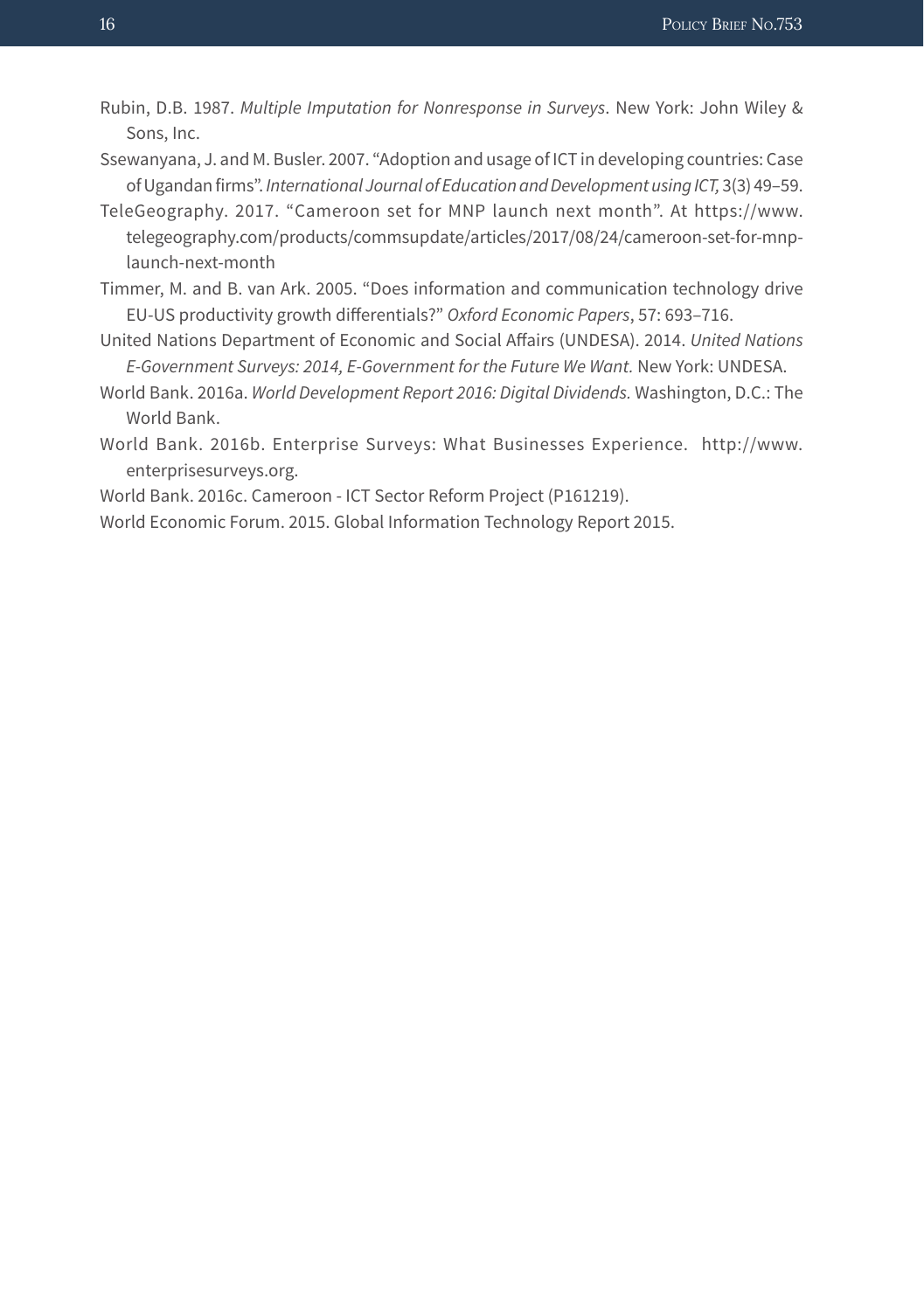Rubin, D.B. 1987. *Multiple Imputation for Nonresponse in Surveys*. New York: John Wiley & Sons, Inc.

Ssewanyana, J. and M. Busler. 2007. "Adoption and usage of ICT in developing countries: Case of Ugandan firms". *International Journal of Education and Development using ICT,* 3(3) 49–59.

TeleGeography. 2017. "Cameroon set for MNP launch next month". At https://www.telegeography.com/products/commsupdate/articles/2017/08/24/cameroon-set-for-mnp-launch-next-month

Timmer, M. and B. van Ark. 2005. "Does information and communication technology drive EU-US productivity growth differentials?" *Oxford Economic Papers*, 57: 693–716.

United Nations Department of Economic and Social Affairs (UNDESA). 2014. *United Nations E-Government Surveys: 2014, E-Government for the Future We Want.* New York: UNDESA.

World Bank. 2016a. *World Development Report 2016: Digital Dividends.* Washington, D.C.: The World Bank.

World Bank. 2016b. Enterprise Surveys: What Businesses Experience. http://www.enterprisesurveys.org.

World Bank. 2016c. Cameroon - ICT Sector Reform Project (P161219).

World Economic Forum. 2015. Global Information Technology Report 2015.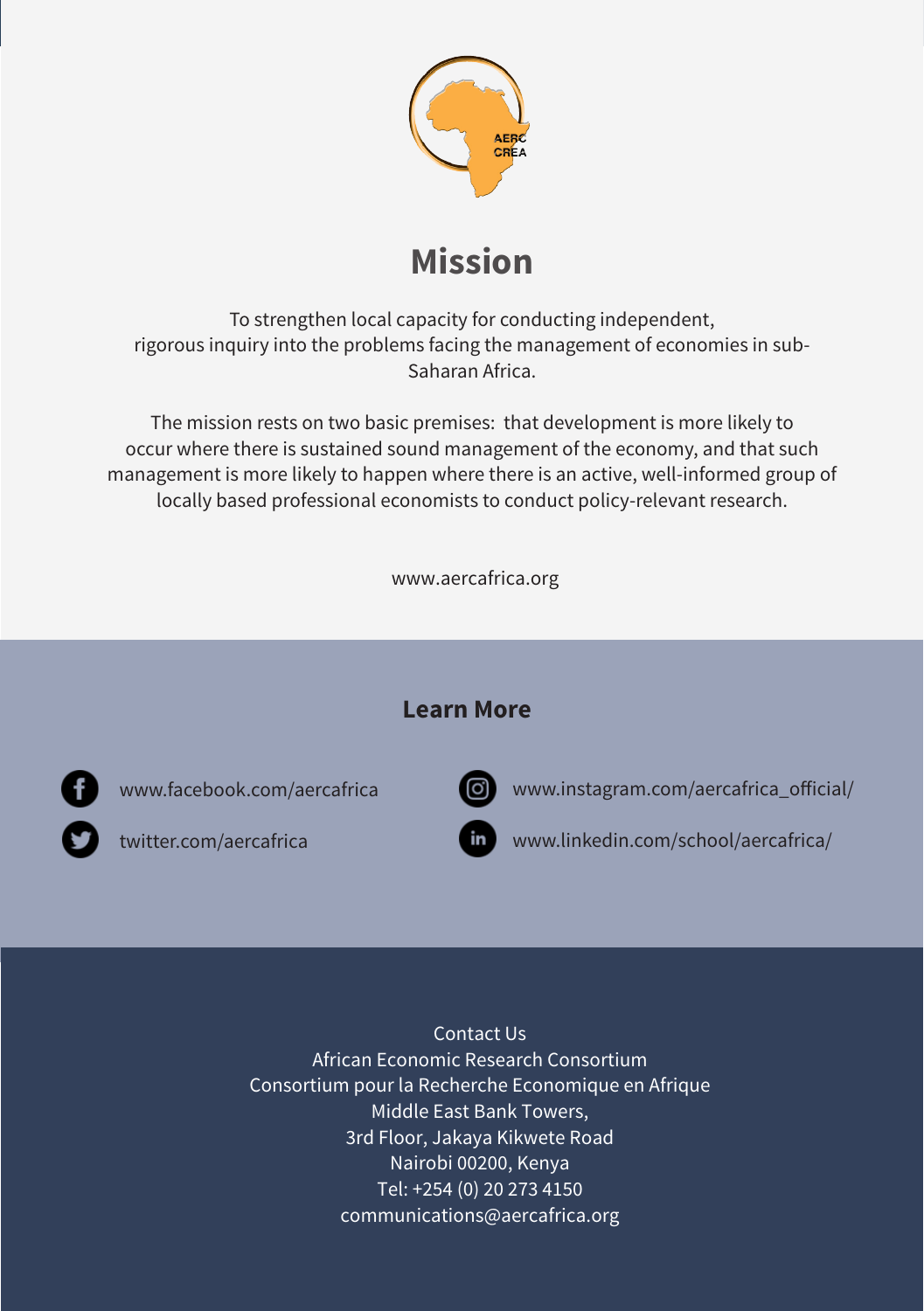AERC
CREA

## Mission

To strengthen local capacity for conducting independent, rigorous inquiry into the problems facing the management of economies in sub-Saharan Africa.

The mission rests on two basic premises: that development is more likely to occur where there is sustained sound management of the economy, and that such management is more likely to happen where there is an active, well-informed group of locally based professional economists to conduct policy-relevant research.

www.aercafrica.org

## Learn More

www.facebook.com/aercafrica

twitter.com/aercafrica

www.instagram.com/aercafrica_official/

www.linkedin.com/school/aercafrica/

Contact Us
African Economic Research Consortium
Consortium pour la Recherche Economique en Afrique
Middle East Bank Towers,
3rd Floor, Jakaya Kikwete Road
Nairobi 00200, Kenya
Tel: +254 (0) 20 273 4150
communications@aercafrica.org